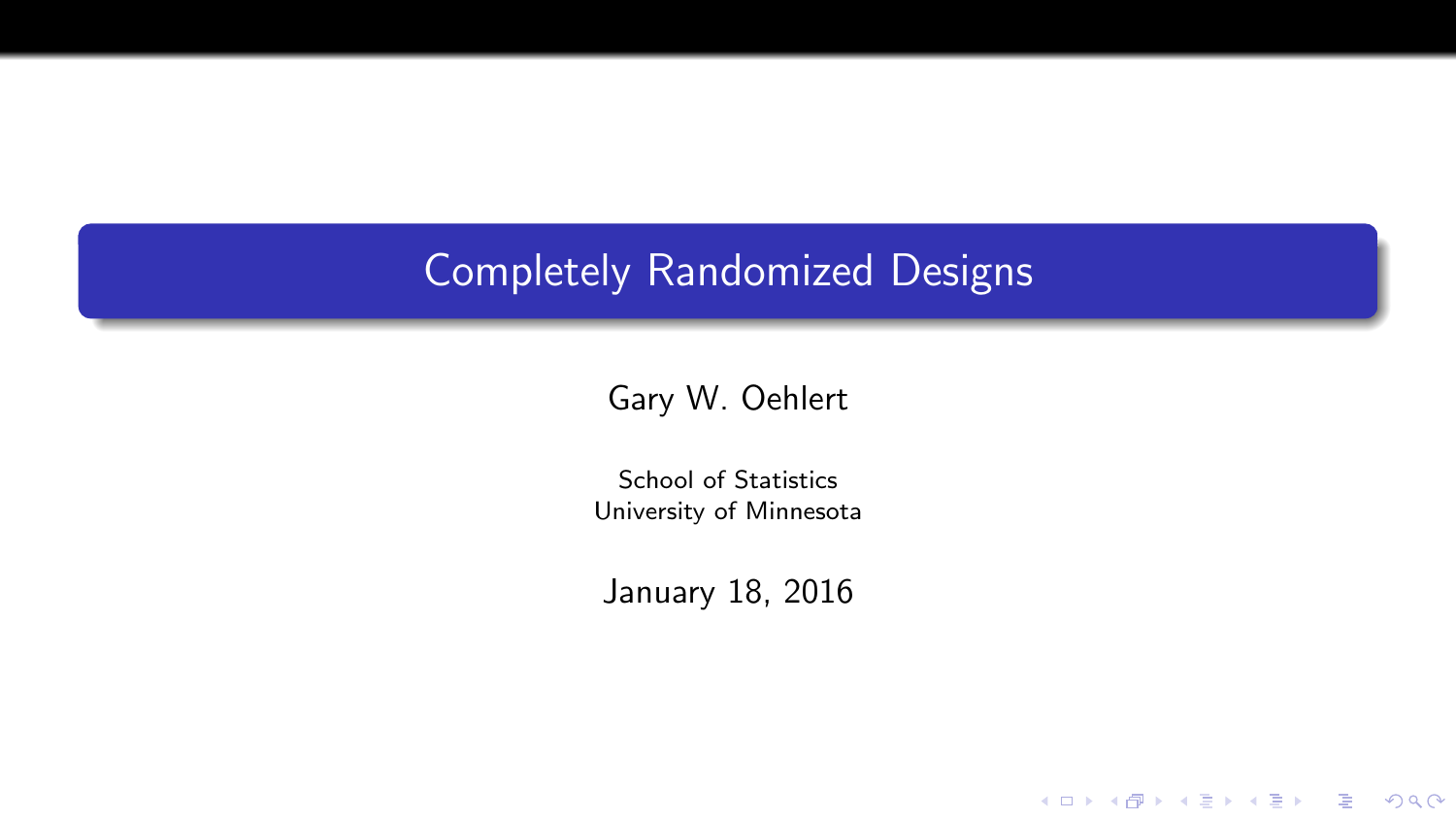# Completely Randomized Designs

Gary W. Oehlert

School of Statistics
University of Minnesota

January 18, 2016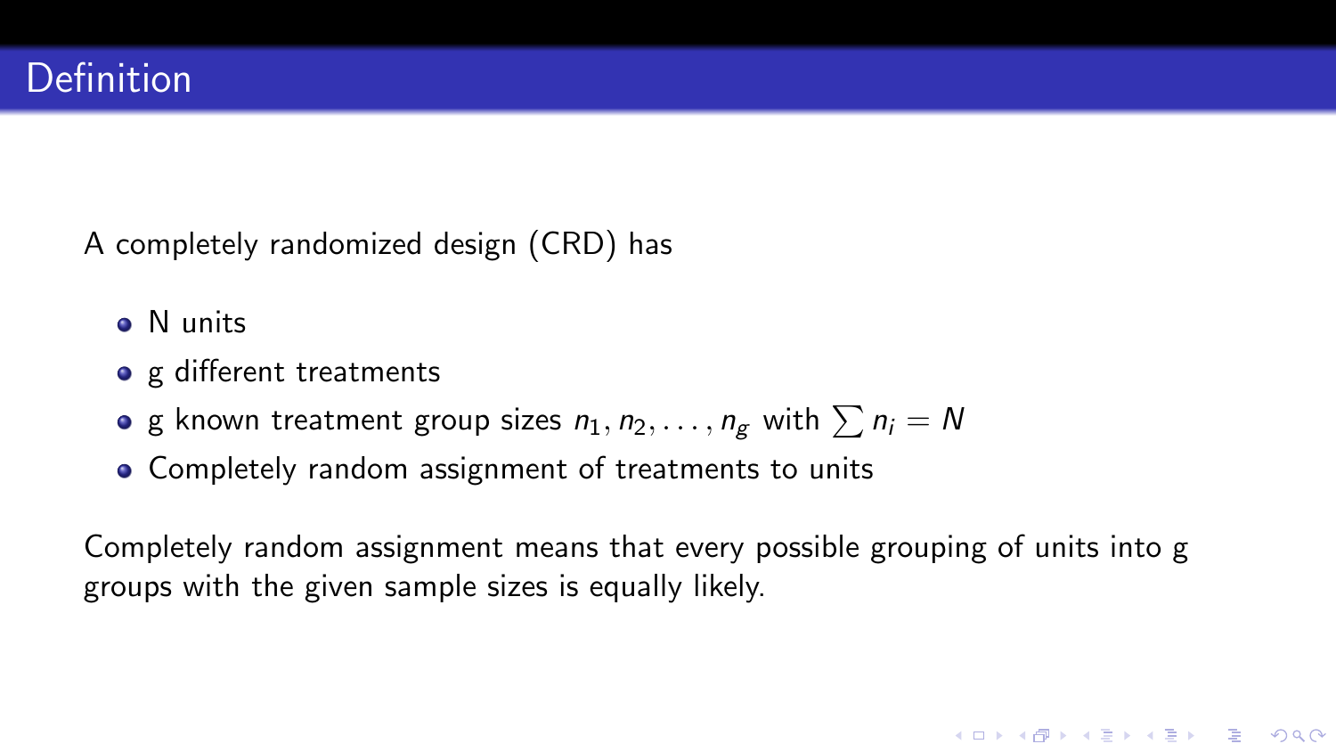# Definition

A completely randomized design (CRD) has

- N units
- g different treatments
- g known treatment group sizes $n_1, n_2, \ldots, n_g$ with $\sum n_i = N$
- Completely random assignment of treatments to units

Completely random assignment means that every possible grouping of units into g groups with the given sample sizes is equally likely.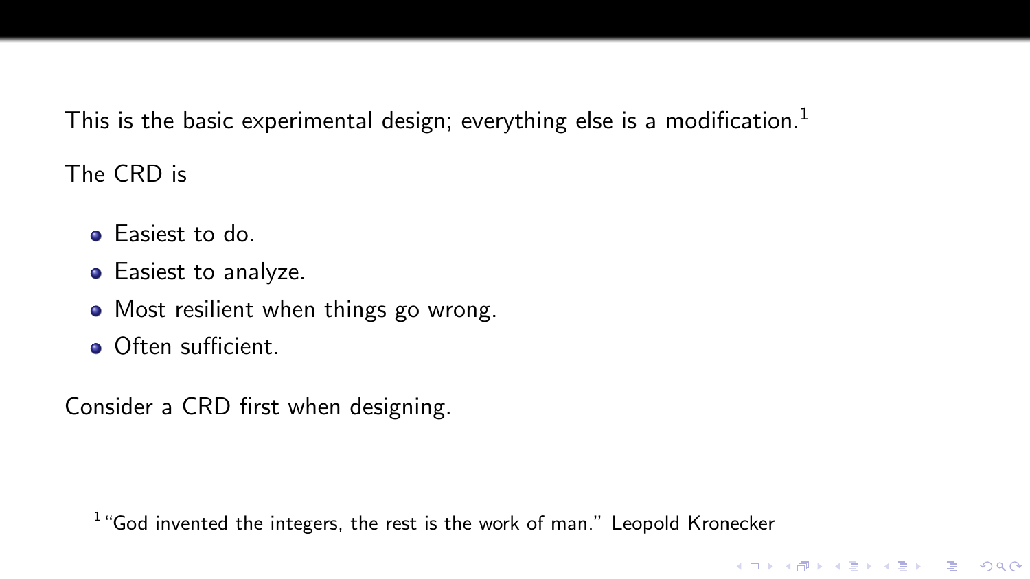This is the basic experimental design; everything else is a modification.[1]

The CRD is

- Easiest to do.
- Easiest to analyze.
- Most resilient when things go wrong.
- Often sufficient.

Consider a CRD first when designing.

[1] "God invented the integers, the rest is the work of man." Leopold Kronecker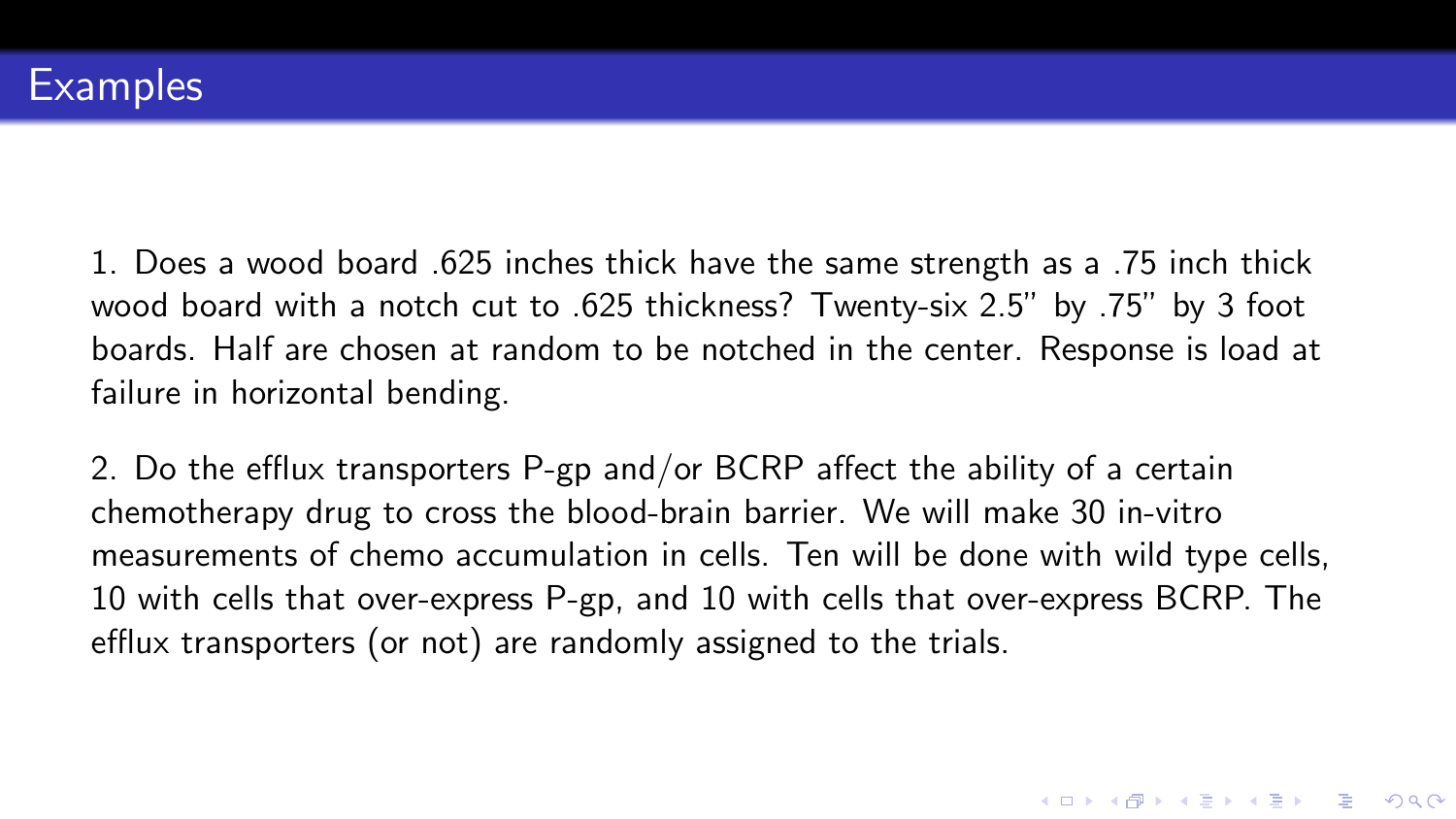# Examples

1. Does a wood board .625 inches thick have the same strength as a .75 inch thick wood board with a notch cut to .625 thickness? Twenty-six 2.5" by .75" by 3 foot boards. Half are chosen at random to be notched in the center. Response is load at failure in horizontal bending.

2. Do the efflux transporters P-gp and/or BCRP affect the ability of a certain chemotherapy drug to cross the blood-brain barrier. We will make 30 in-vitro measurements of chemo accumulation in cells. Ten will be done with wild type cells, 10 with cells that over-express P-gp, and 10 with cells that over-express BCRP. The efflux transporters (or not) are randomly assigned to the trials.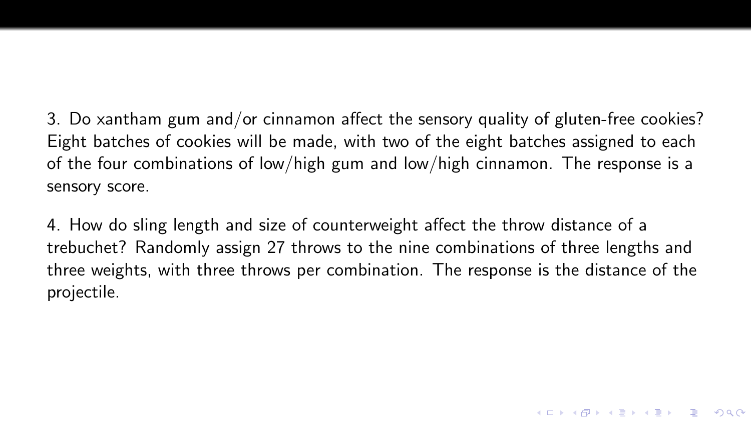3. Do xantham gum and/or cinnamon affect the sensory quality of gluten-free cookies? Eight batches of cookies will be made, with two of the eight batches assigned to each of the four combinations of low/high gum and low/high cinnamon. The response is a sensory score.

4. How do sling length and size of counterweight affect the throw distance of a trebuchet? Randomly assign 27 throws to the nine combinations of three lengths and three weights, with three throws per combination. The response is the distance of the projectile.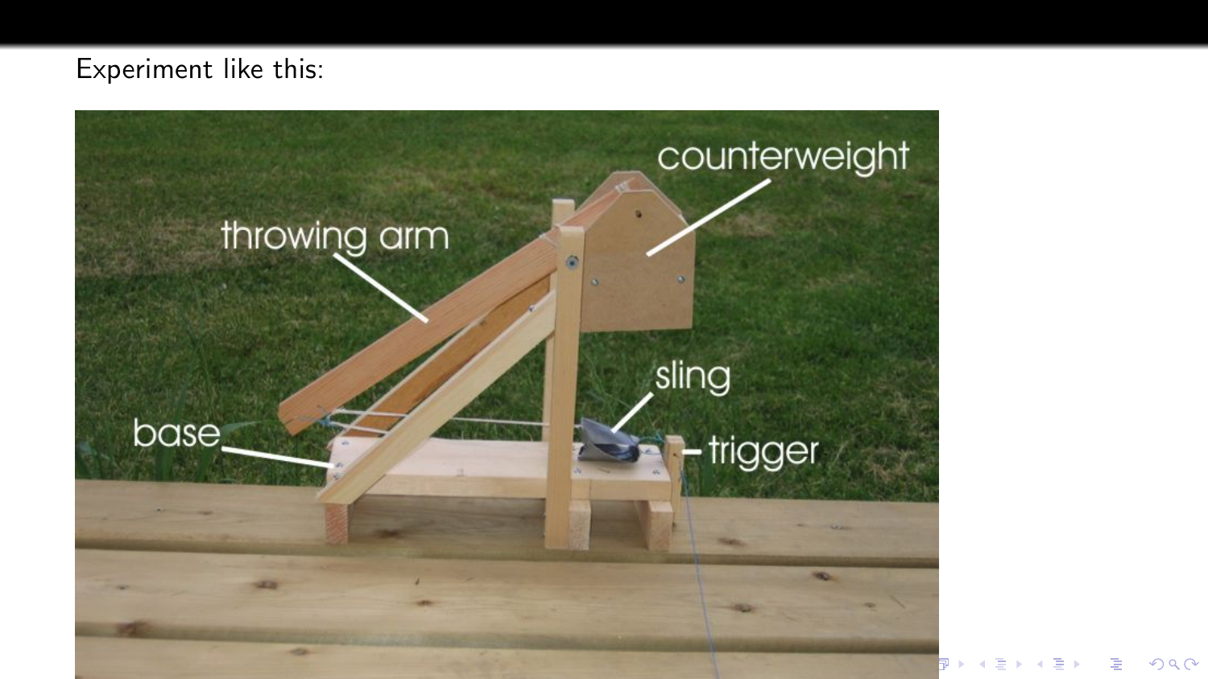Experiment like this: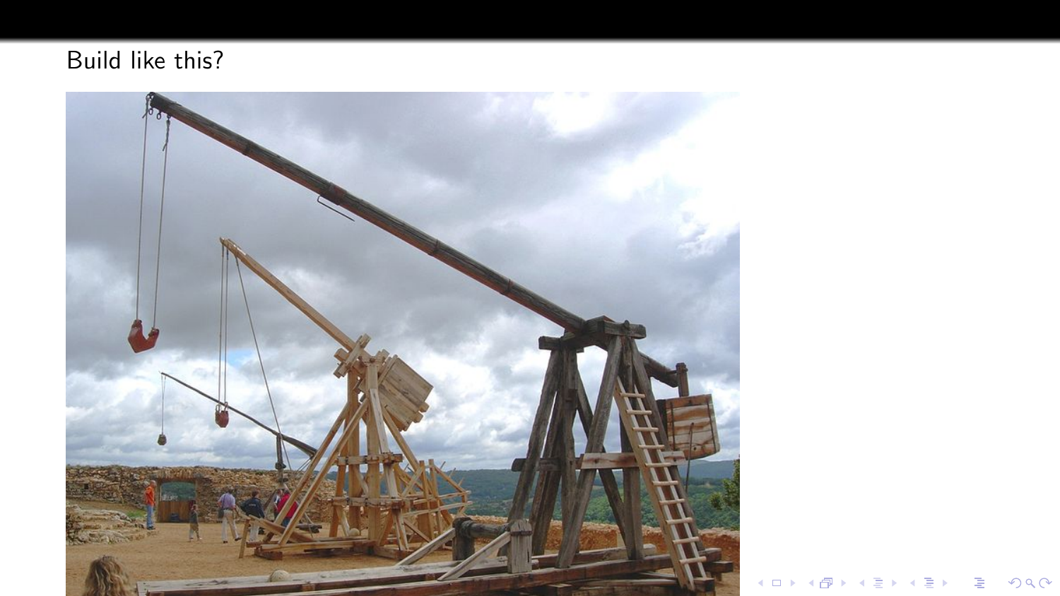Build like this?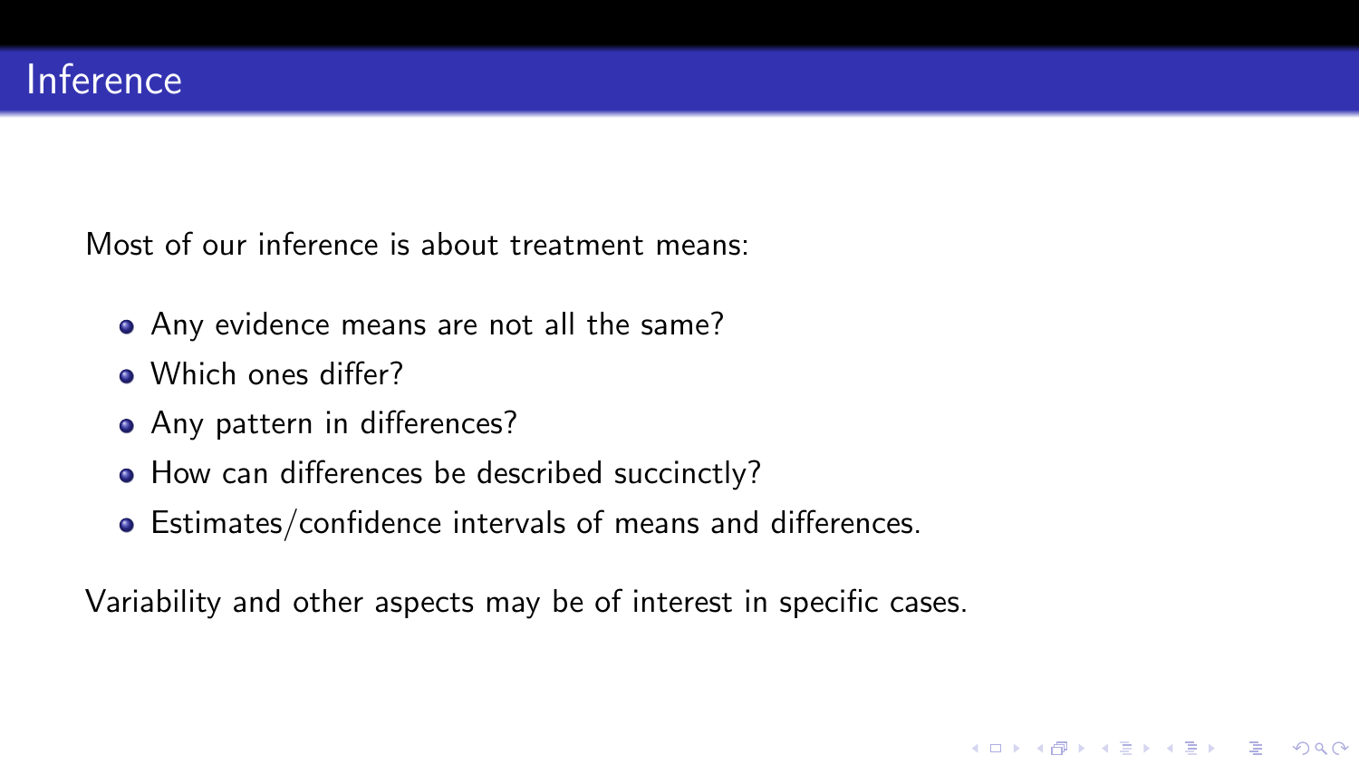# Inference

Most of our inference is about treatment means:

- Any evidence means are not all the same?
- Which ones differ?
- Any pattern in differences?
- How can differences be described succinctly?
- Estimates/confidence intervals of means and differences.

Variability and other aspects may be of interest in specific cases.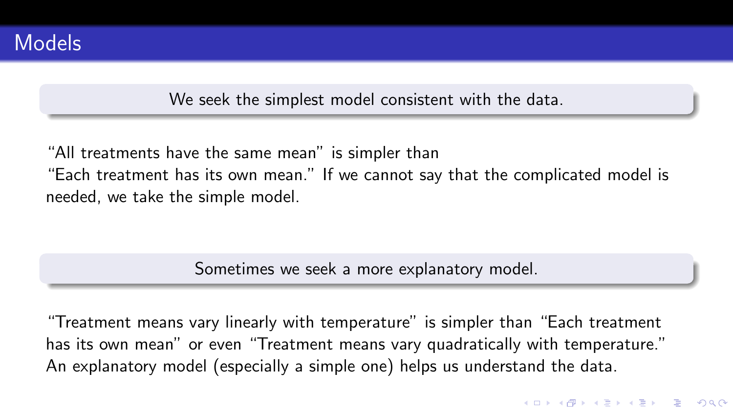# Models

**We seek the simplest model consistent with the data.**

"All treatments have the same mean" is simpler than
"Each treatment has its own mean." If we cannot say that the complicated model is needed, we take the simple model.

**Sometimes we seek a more explanatory model.**

"Treatment means vary linearly with temperature" is simpler than "Each treatment has its own mean" or even "Treatment means vary quadratically with temperature." An explanatory model (especially a simple one) helps us understand the data.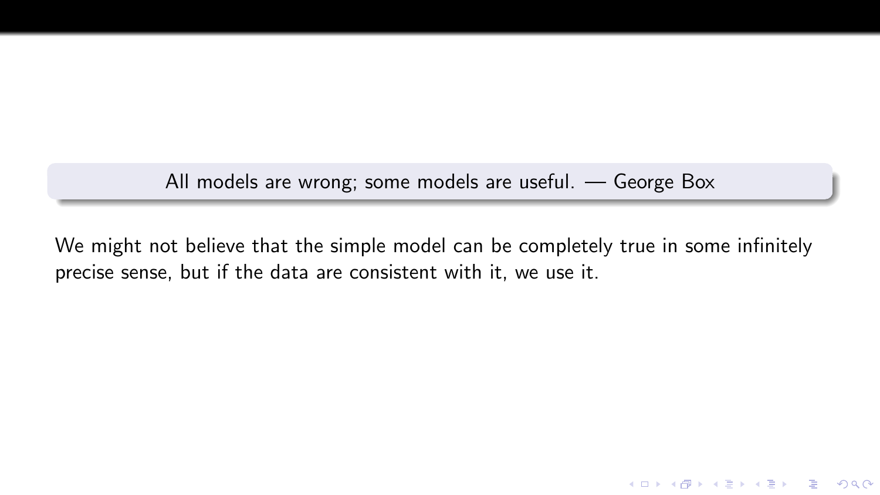> All models are wrong; some models are useful. — George Box

We might not believe that the simple model can be completely true in some infinitely precise sense, but if the data are consistent with it, we use it.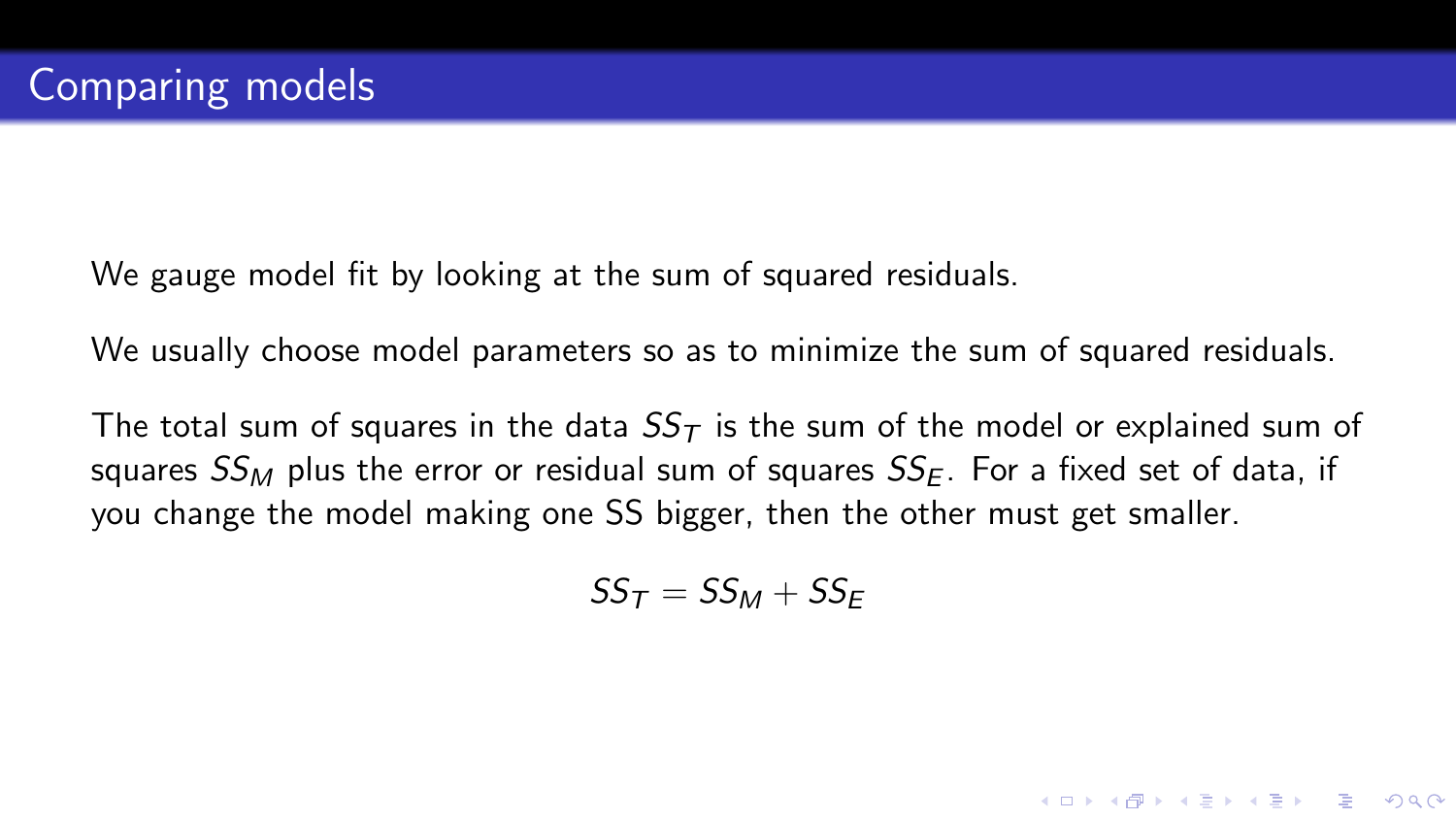# Comparing models

We gauge model fit by looking at the sum of squared residuals.

We usually choose model parameters so as to minimize the sum of squared residuals.

The total sum of squares in the data $SS_T$ is the sum of the model or explained sum of squares $SS_M$ plus the error or residual sum of squares $SS_E$. For a fixed set of data, if you change the model making one SS bigger, then the other must get smaller.

$$SS_T = SS_M + SS_E$$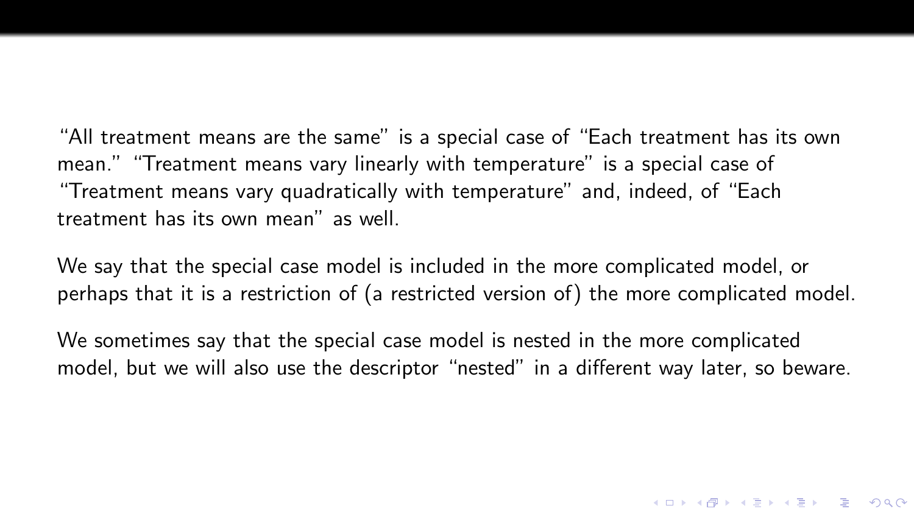"All treatment means are the same" is a special case of "Each treatment has its own mean." "Treatment means vary linearly with temperature" is a special case of "Treatment means vary quadratically with temperature" and, indeed, of "Each treatment has its own mean" as well.

We say that the special case model is included in the more complicated model, or perhaps that it is a restriction of (a restricted version of) the more complicated model.

We sometimes say that the special case model is nested in the more complicated model, but we will also use the descriptor "nested" in a different way later, so beware.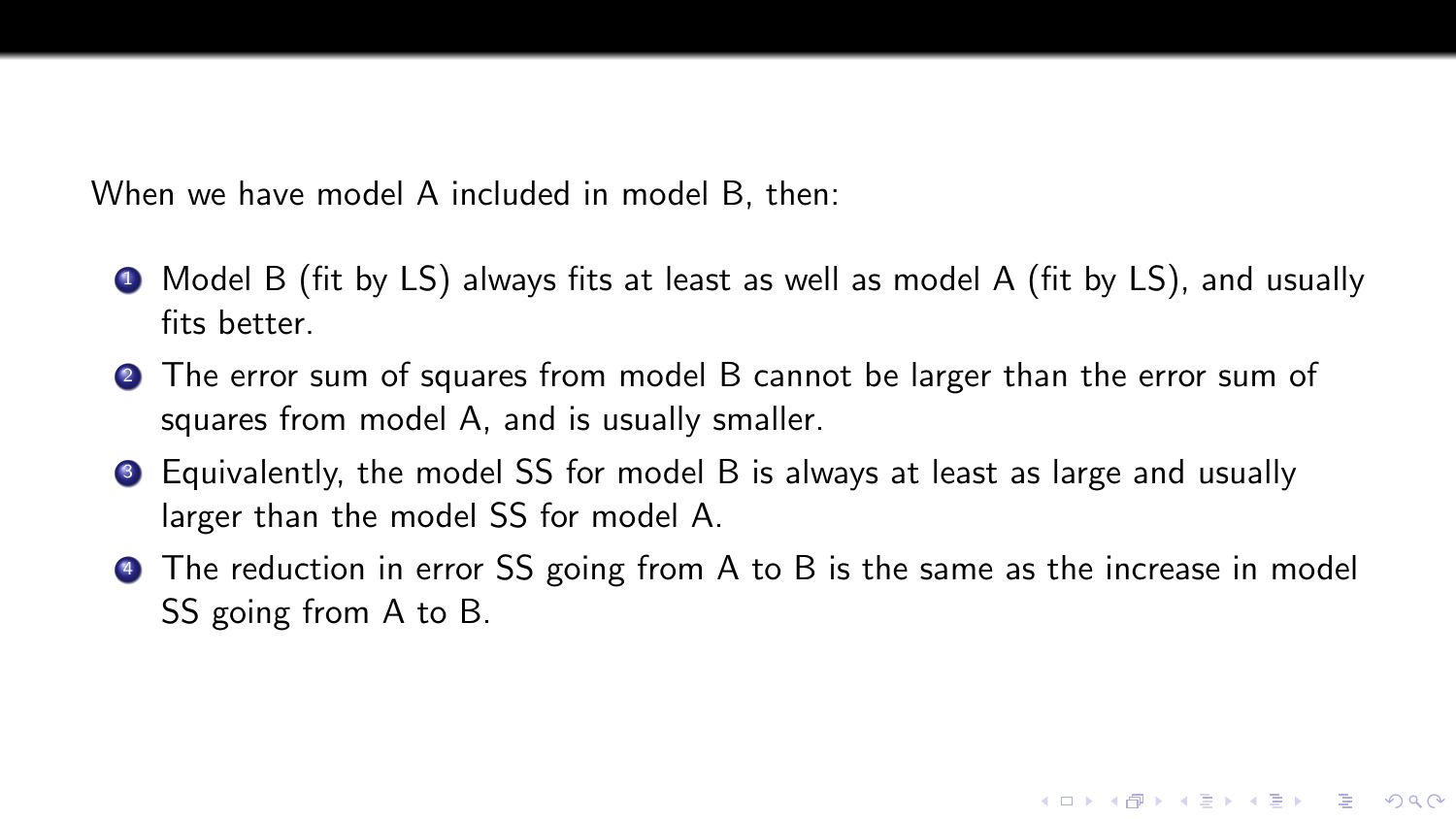When we have model A included in model B, then:

1. Model B (fit by LS) always fits at least as well as model A (fit by LS), and usually fits better.
2. The error sum of squares from model B cannot be larger than the error sum of squares from model A, and is usually smaller.
3. Equivalently, the model SS for model B is always at least as large and usually larger than the model SS for model A.
4. The reduction in error SS going from A to B is the same as the increase in model SS going from A to B.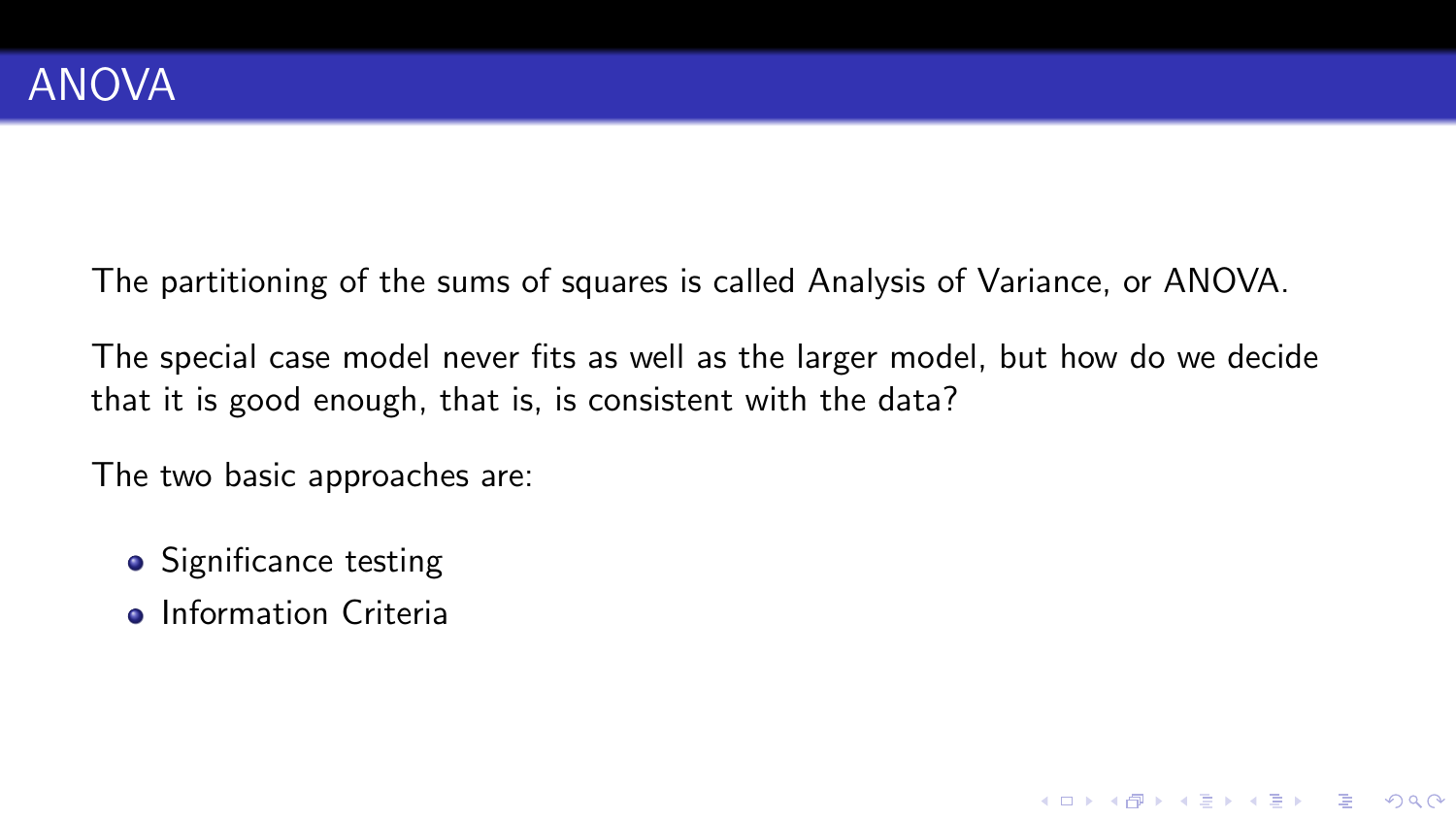# ANOVA

The partitioning of the sums of squares is called Analysis of Variance, or ANOVA.

The special case model never fits as well as the larger model, but how do we decide that it is good enough, that is, is consistent with the data?

The two basic approaches are:

- Significance testing
- Information Criteria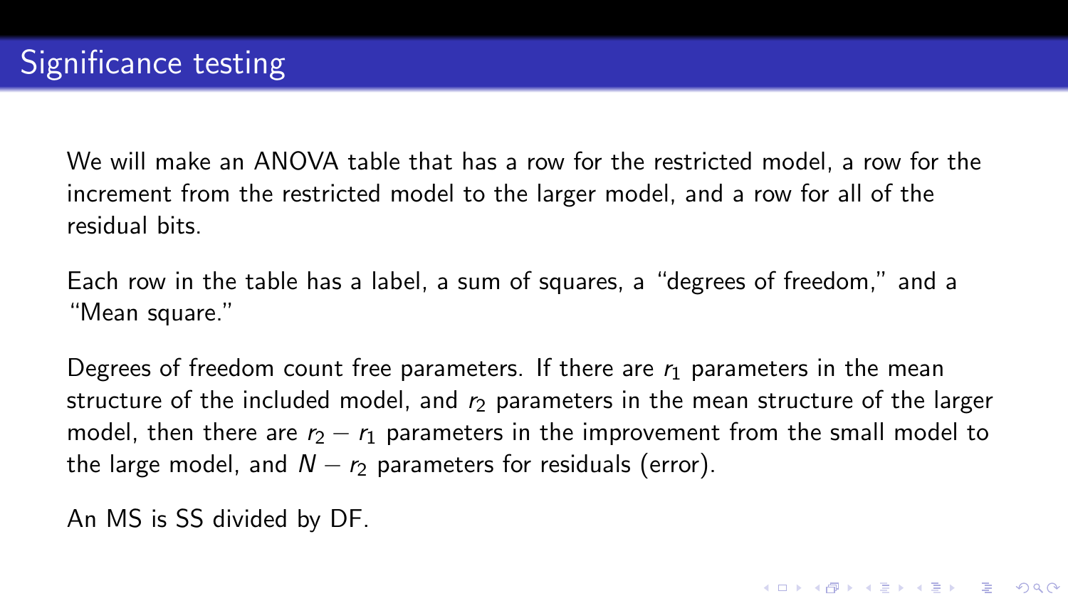# Significance testing

We will make an ANOVA table that has a row for the restricted model, a row for the increment from the restricted model to the larger model, and a row for all of the residual bits.

Each row in the table has a label, a sum of squares, a "degrees of freedom," and a "Mean square."

Degrees of freedom count free parameters. If there are $r_1$ parameters in the mean structure of the included model, and $r_2$ parameters in the mean structure of the larger model, then there are $r_2 - r_1$ parameters in the improvement from the small model to the large model, and $N - r_2$ parameters for residuals (error).

An MS is SS divided by DF.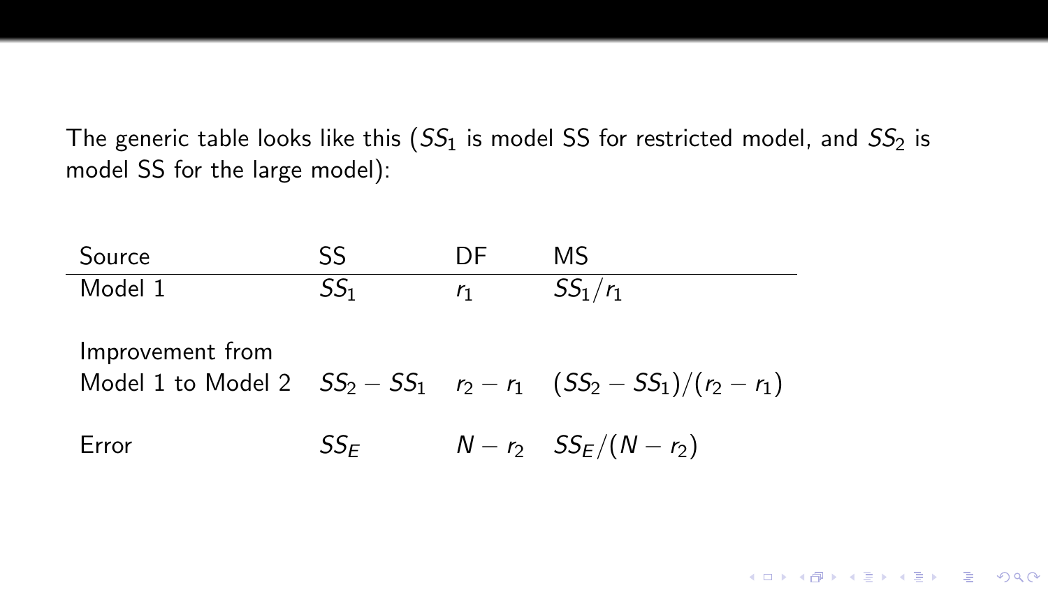The generic table looks like this ($SS_1$ is model SS for restricted model, and $SS_2$ is model SS for the large model):

| Source | SS | DF | MS |
|---|---|---|---|
| Model 1 | $SS_1$ | $r_1$ | $SS_1/r_1$ |
| Improvement from Model 1 to Model 2 | $SS_2 - SS_1$ | $r_2 - r_1$ | $(SS_2 - SS_1)/(r_2 - r_1)$ |
| Error | $SS_E$ | $N - r_2$ | $SS_E/(N - r_2)$ |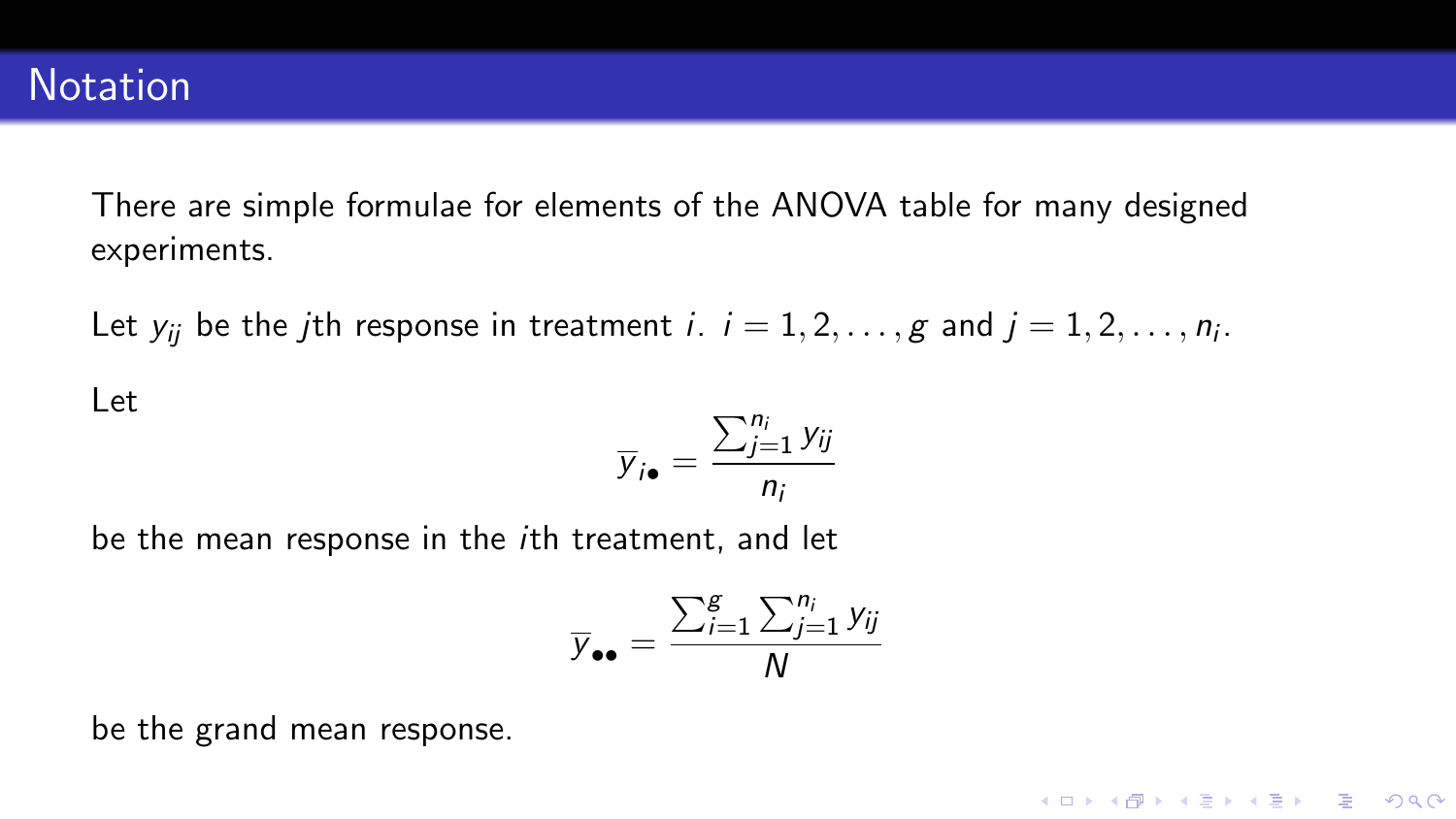# Notation

There are simple formulae for elements of the ANOVA table for many designed experiments.

Let $y_{ij}$ be the $j$th response in treatment $i$. $i = 1, 2, \ldots, g$ and $j = 1, 2, \ldots, n_i$.

Let

$$\overline{y}_{i\bullet} = \frac{\sum_{j=1}^{n_i} y_{ij}}{n_i}$$

be the mean response in the $i$th treatment, and let

$$\overline{y}_{\bullet\bullet} = \frac{\sum_{i=1}^{g} \sum_{j=1}^{n_i} y_{ij}}{N}$$

be the grand mean response.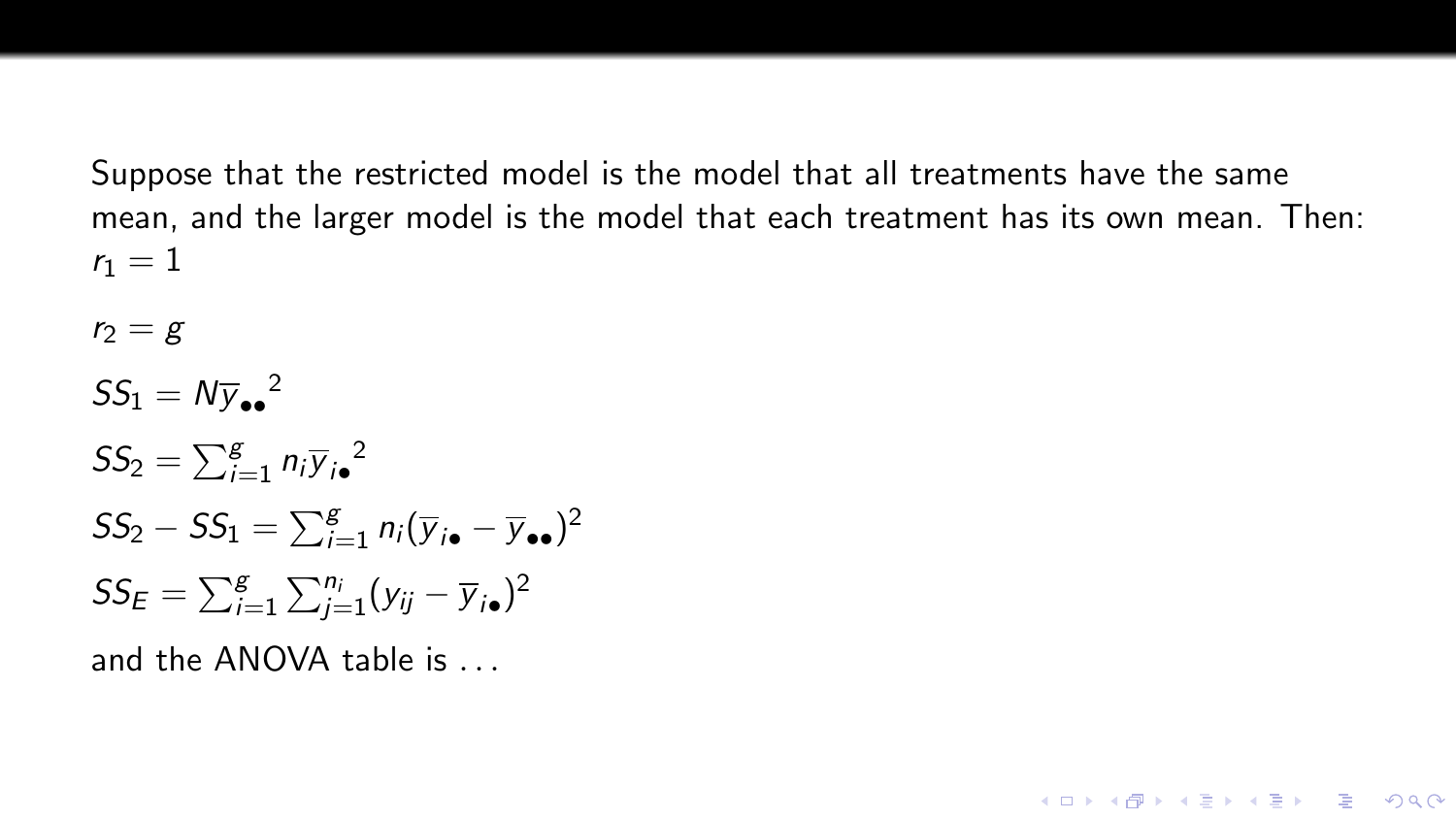Suppose that the restricted model is the model that all treatments have the same mean, and the larger model is the model that each treatment has its own mean. Then:

$r_1 = 1$

$r_2 = g$

$SS_1 = N\overline{y}_{\bullet\bullet}{}^2$

$SS_2 = \sum_{i=1}^{g} n_i \overline{y}_{i\bullet}{}^2$

$SS_2 - SS_1 = \sum_{i=1}^{g} n_i (\overline{y}_{i\bullet} - \overline{y}_{\bullet\bullet})^2$

$SS_E = \sum_{i=1}^{g} \sum_{j=1}^{n_i} (y_{ij} - \overline{y}_{i\bullet})^2$

and the ANOVA table is ...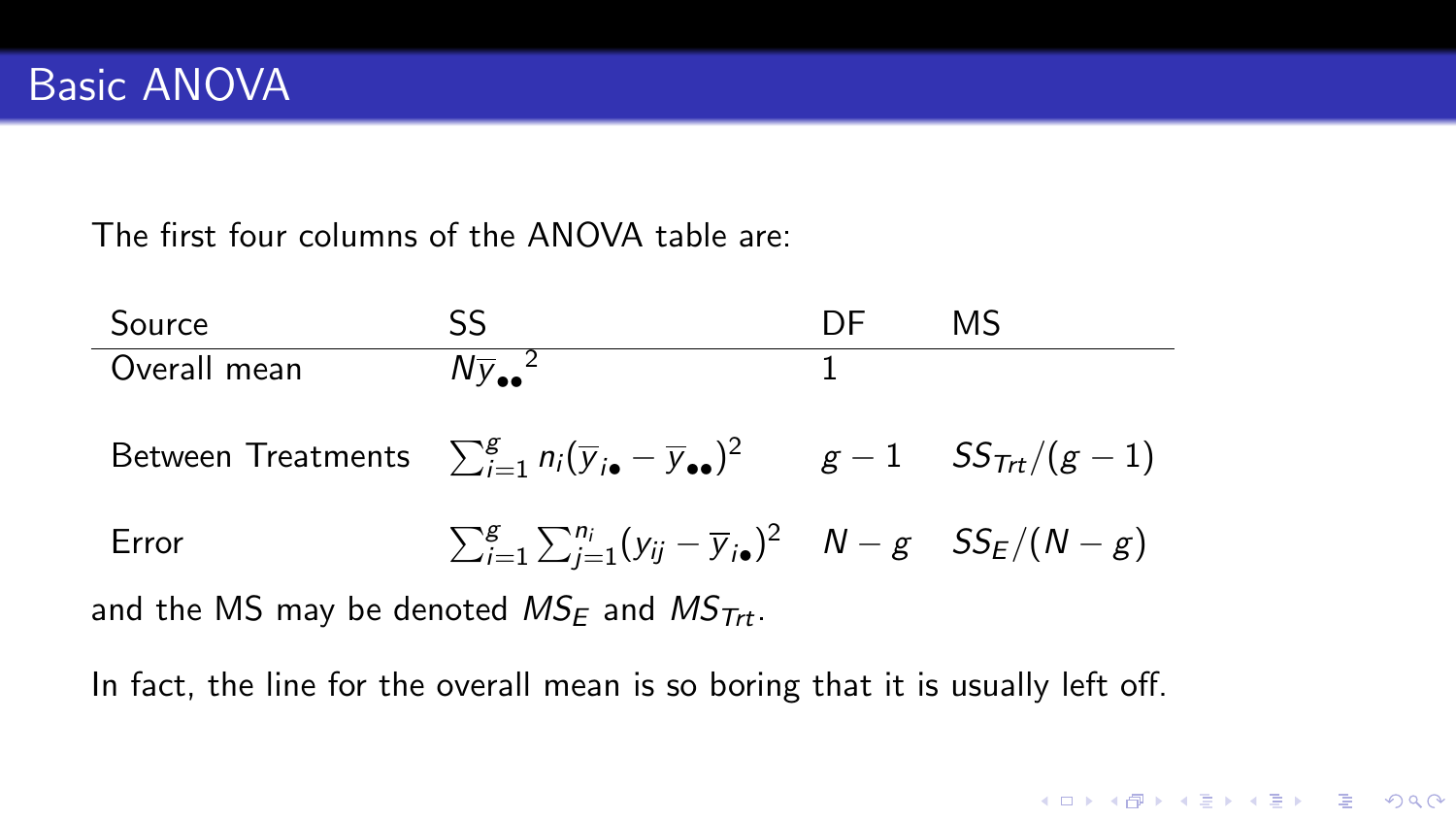# Basic ANOVA

The first four columns of the ANOVA table are:

| Source | SS | DF | MS |
|---|---|---|---|
| Overall mean | $N\overline{y}_{\bullet\bullet}{}^2$ | 1 | |
| Between Treatments | $\sum_{i=1}^{g} n_i(\overline{y}_{i\bullet} - \overline{y}_{\bullet\bullet})^2$ | $g-1$ | $SS_{Trt}/(g-1)$ |
| Error | $\sum_{i=1}^{g}\sum_{j=1}^{n_i}(y_{ij} - \overline{y}_{i\bullet})^2$ | $N-g$ | $SS_E/(N-g)$ |

and the MS may be denoted $MS_E$ and $MS_{Trt}$.

In fact, the line for the overall mean is so boring that it is usually left off.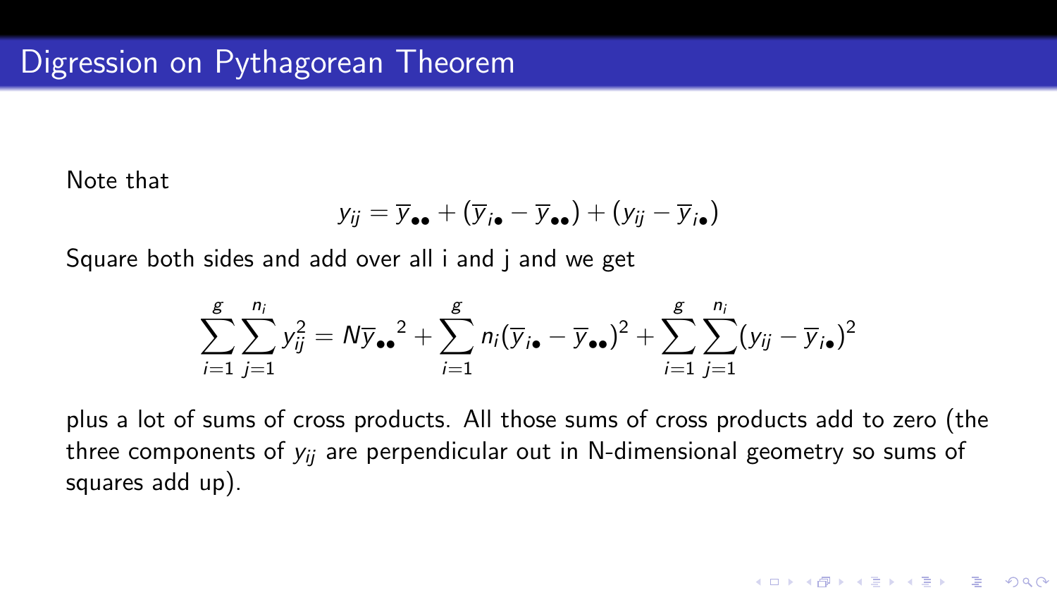# Digression on Pythagorean Theorem

Note that

$$y_{ij} = \overline{y}_{\bullet\bullet} + (\overline{y}_{i\bullet} - \overline{y}_{\bullet\bullet}) + (y_{ij} - \overline{y}_{i\bullet})$$

Square both sides and add over all i and j and we get

$$\sum_{i=1}^{g}\sum_{j=1}^{n_i} y_{ij}^2 = N\overline{y}_{\bullet\bullet}{}^2 + \sum_{i=1}^{g} n_i(\overline{y}_{i\bullet} - \overline{y}_{\bullet\bullet})^2 + \sum_{i=1}^{g}\sum_{j=1}^{n_i}(y_{ij} - \overline{y}_{i\bullet})^2$$

plus a lot of sums of cross products. All those sums of cross products add to zero (the three components of $y_{ij}$ are perpendicular out in N-dimensional geometry so sums of squares add up).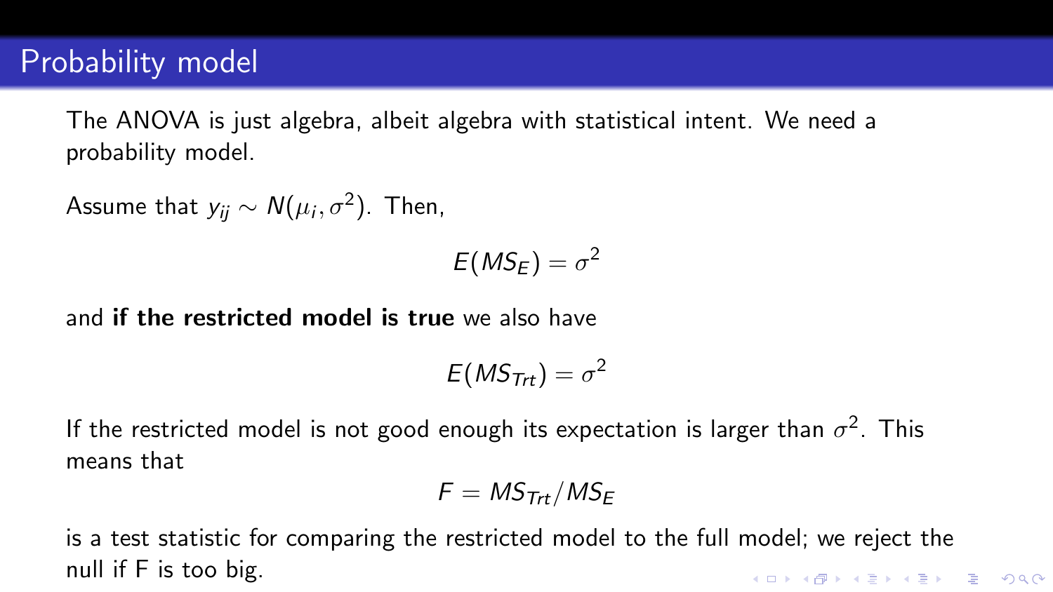# Probability model

The ANOVA is just algebra, albeit algebra with statistical intent. We need a probability model.

Assume that $y_{ij} \sim N(\mu_i, \sigma^2)$. Then,

$$E(MS_E) = \sigma^2$$

and **if the restricted model is true** we also have

$$E(MS_{Trt}) = \sigma^2$$

If the restricted model is not good enough its expectation is larger than $\sigma^2$. This means that

$$F = MS_{Trt}/MS_E$$

is a test statistic for comparing the restricted model to the full model; we reject the null if F is too big.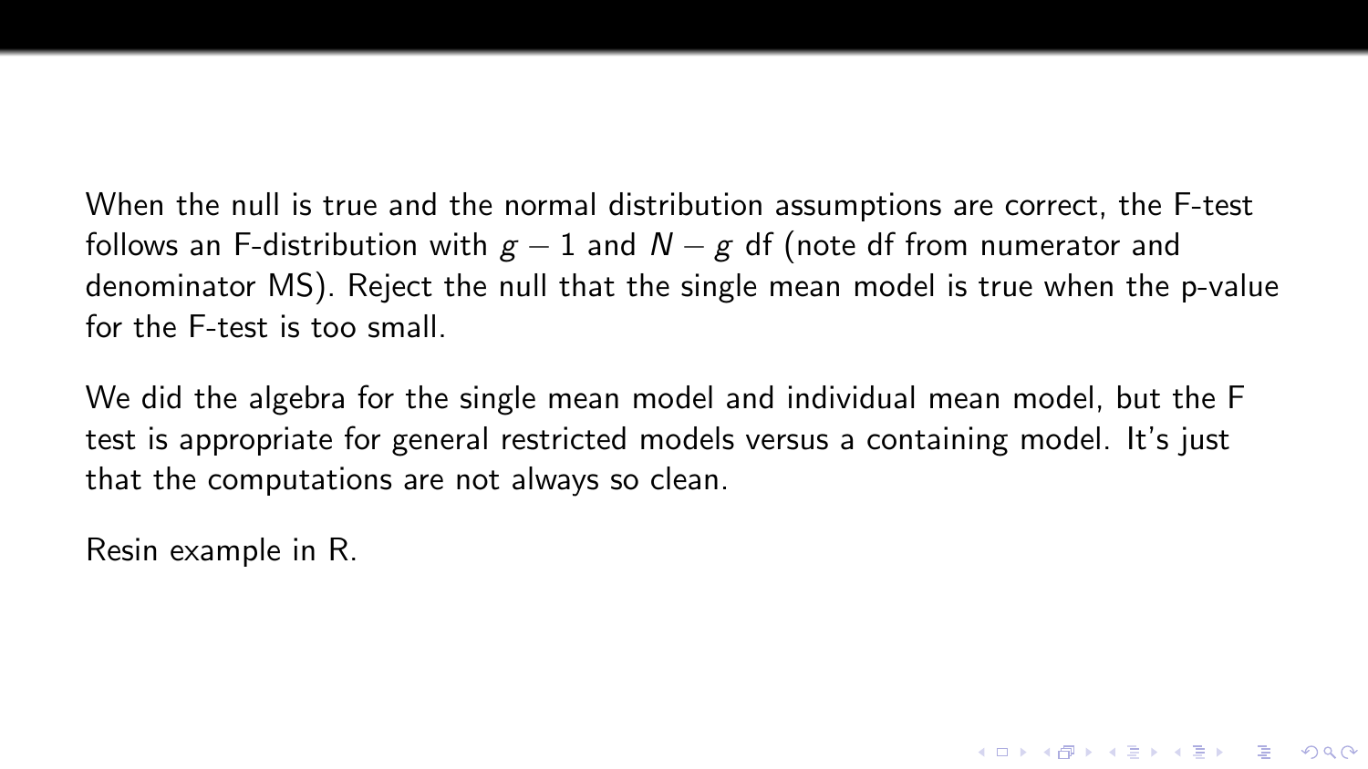When the null is true and the normal distribution assumptions are correct, the F-test follows an F-distribution with $g - 1$ and $N - g$ df (note df from numerator and denominator MS). Reject the null that the single mean model is true when the p-value for the F-test is too small.

We did the algebra for the single mean model and individual mean model, but the F test is appropriate for general restricted models versus a containing model. It's just that the computations are not always so clean.

Resin example in R.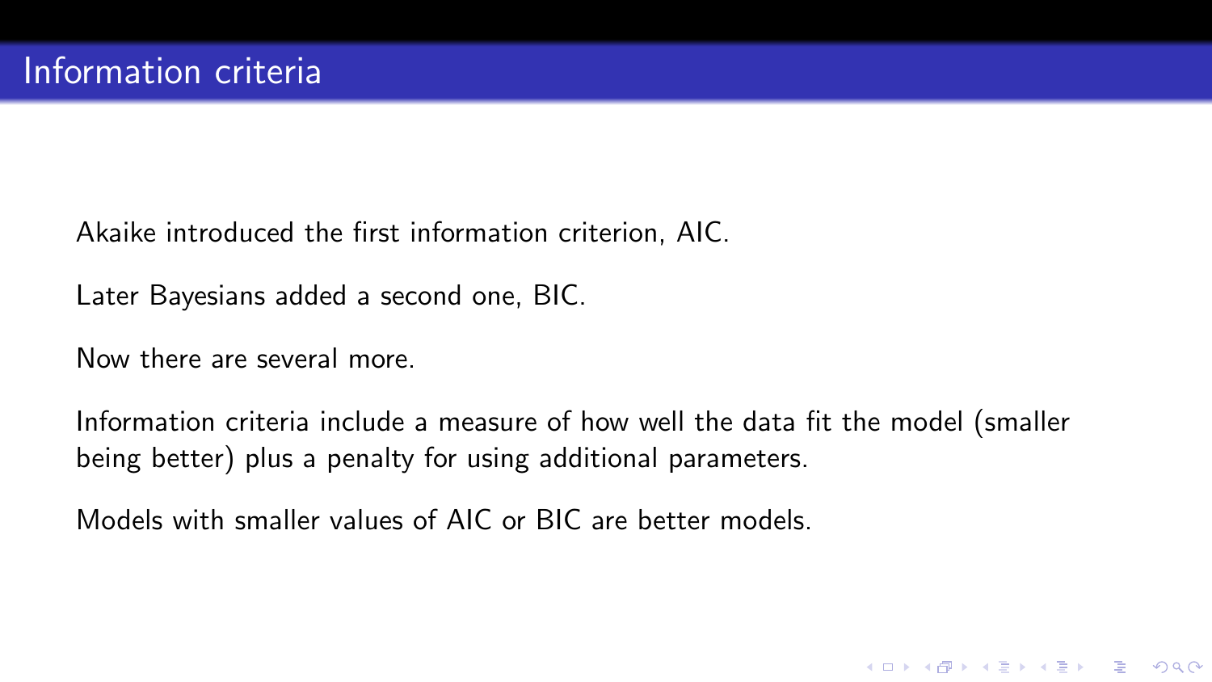# Information criteria

Akaike introduced the first information criterion, AIC.

Later Bayesians added a second one, BIC.

Now there are several more.

Information criteria include a measure of how well the data fit the model (smaller being better) plus a penalty for using additional parameters.

Models with smaller values of AIC or BIC are better models.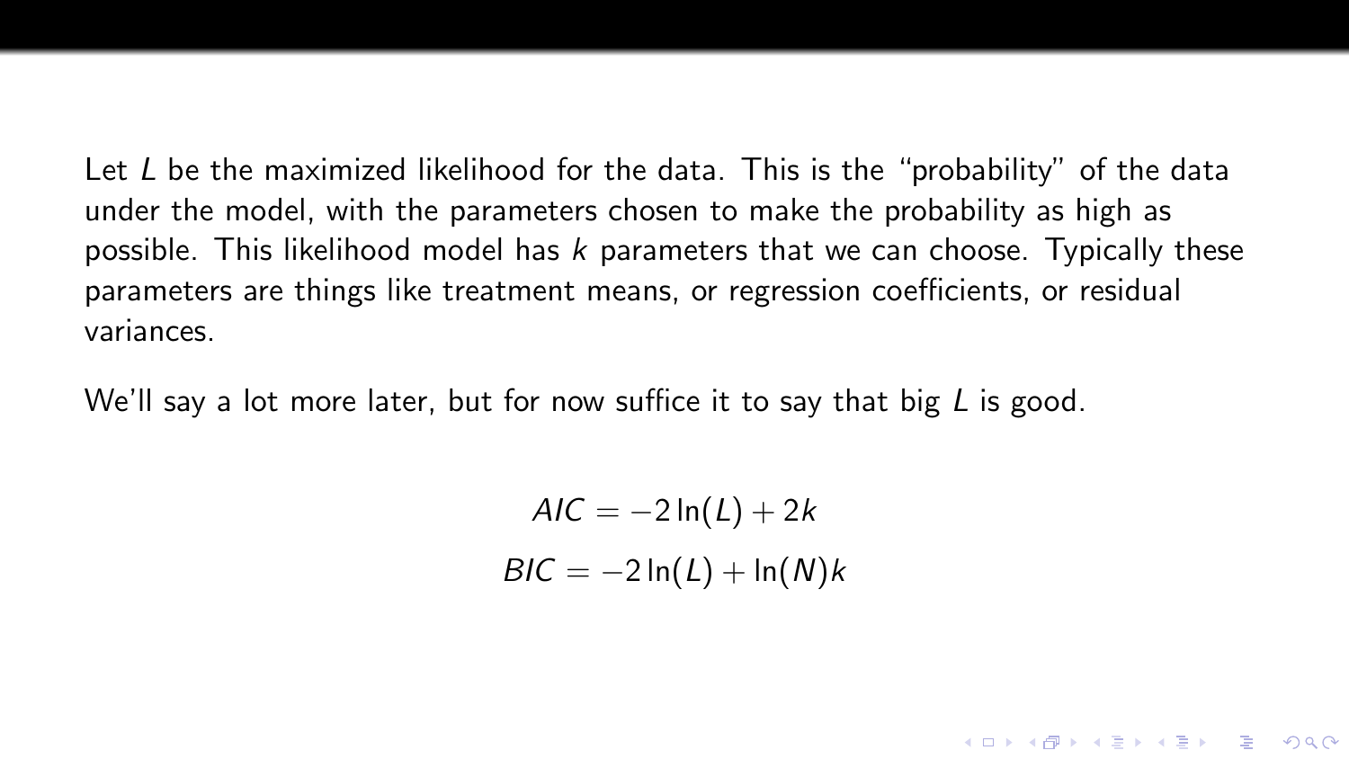Let $L$ be the maximized likelihood for the data. This is the "probability" of the data under the model, with the parameters chosen to make the probability as high as possible. This likelihood model has $k$ parameters that we can choose. Typically these parameters are things like treatment means, or regression coefficients, or residual variances.

We'll say a lot more later, but for now suffice it to say that big $L$ is good.

$$AIC = -2\ln(L) + 2k$$

$$BIC = -2\ln(L) + \ln(N)k$$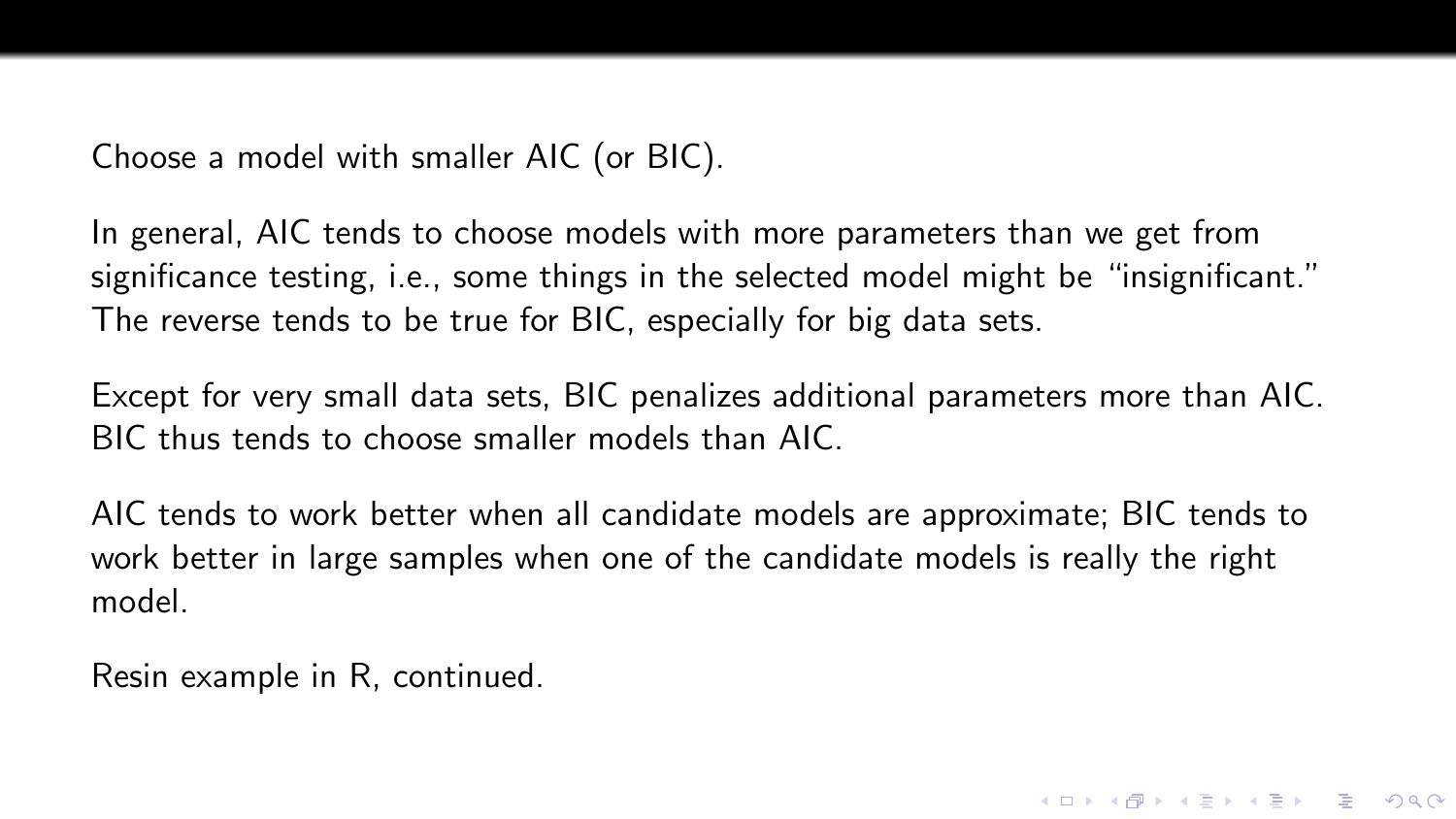Choose a model with smaller AIC (or BIC).

In general, AIC tends to choose models with more parameters than we get from significance testing, i.e., some things in the selected model might be "insignificant." The reverse tends to be true for BIC, especially for big data sets.

Except for very small data sets, BIC penalizes additional parameters more than AIC. BIC thus tends to choose smaller models than AIC.

AIC tends to work better when all candidate models are approximate; BIC tends to work better in large samples when one of the candidate models is really the right model.

Resin example in R, continued.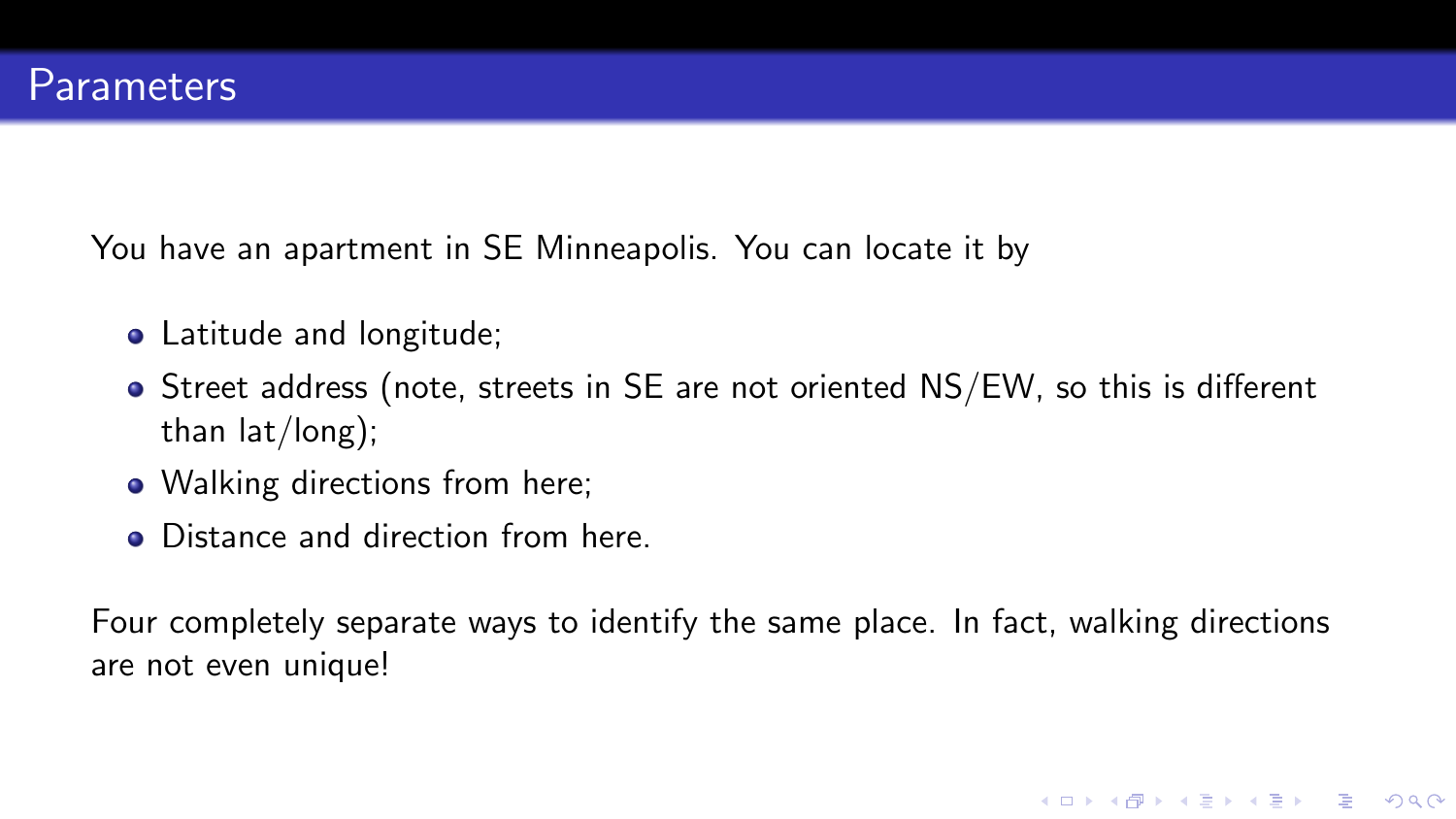# Parameters

You have an apartment in SE Minneapolis. You can locate it by

- Latitude and longitude;
- Street address (note, streets in SE are not oriented NS/EW, so this is different than lat/long);
- Walking directions from here;
- Distance and direction from here.

Four completely separate ways to identify the same place. In fact, walking directions are not even unique!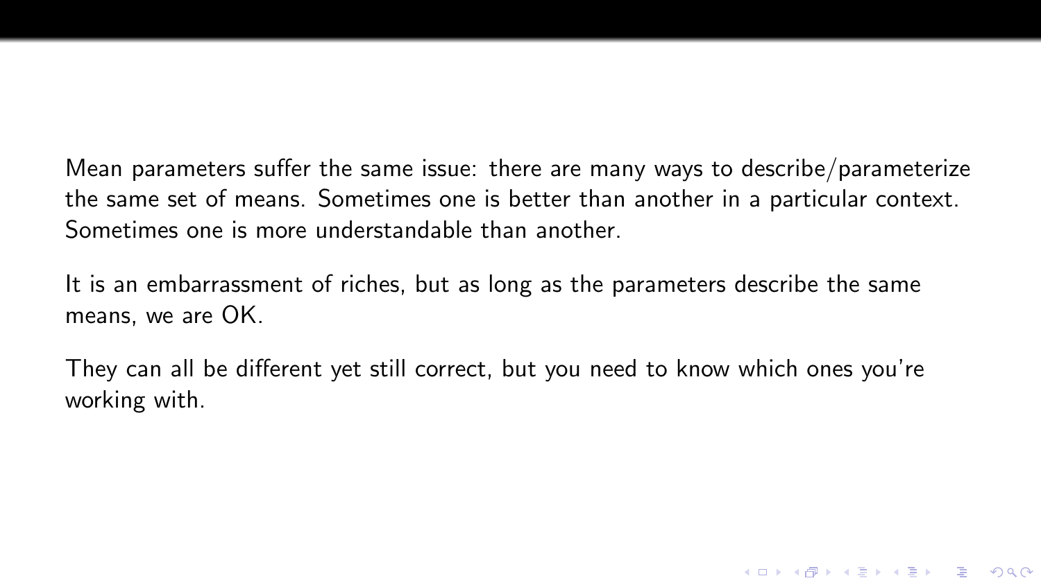Mean parameters suffer the same issue: there are many ways to describe/parameterize the same set of means. Sometimes one is better than another in a particular context. Sometimes one is more understandable than another.

It is an embarrassment of riches, but as long as the parameters describe the same means, we are OK.

They can all be different yet still correct, but you need to know which ones you're working with.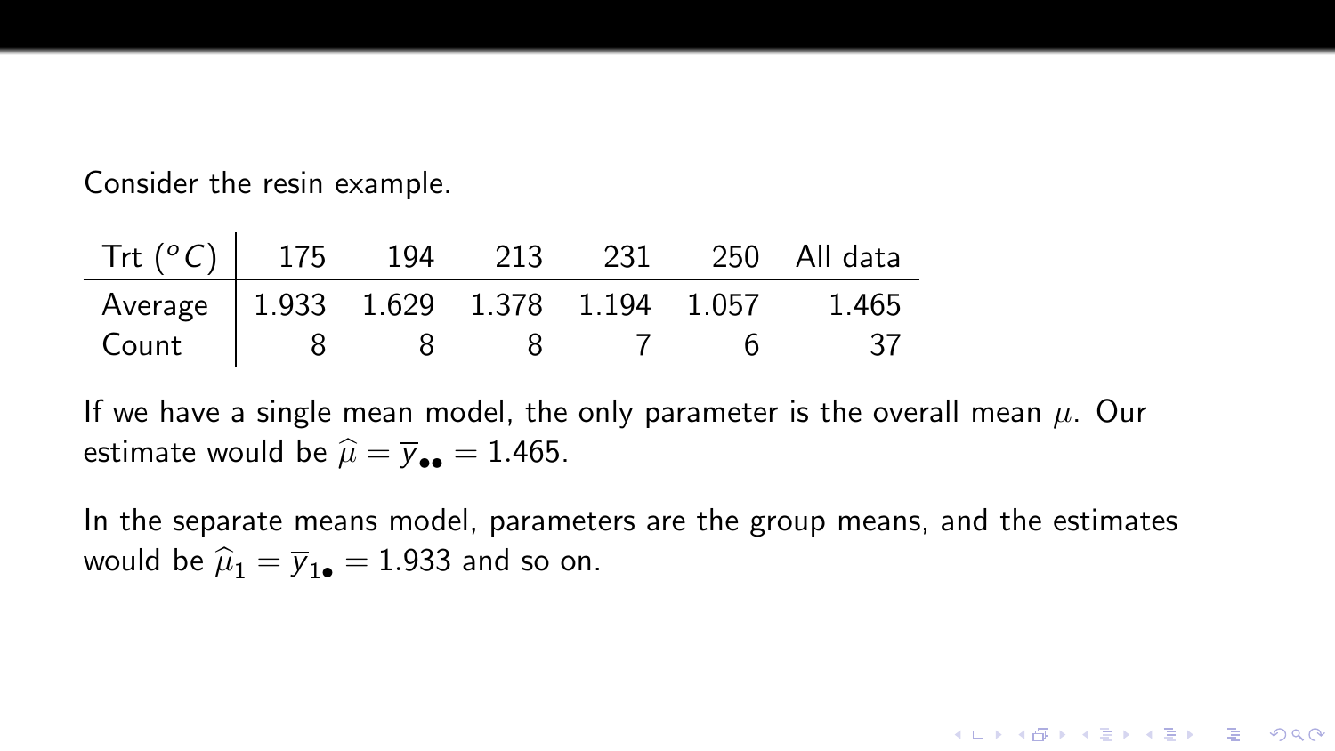Consider the resin example.

| Trt ($^oC$) | 175 | 194 | 213 | 231 | 250 | All data |
|---|---|---|---|---|---|---|
| Average | 1.933 | 1.629 | 1.378 | 1.194 | 1.057 | 1.465 |
| Count | 8 | 8 | 8 | 7 | 6 | 37 |

If we have a single mean model, the only parameter is the overall mean $\mu$. Our estimate would be $\widehat{\mu} = \overline{y}_{\bullet\bullet} = 1.465$.

In the separate means model, parameters are the group means, and the estimates would be $\widehat{\mu}_1 = \overline{y}_{1\bullet} = 1.933$ and so on.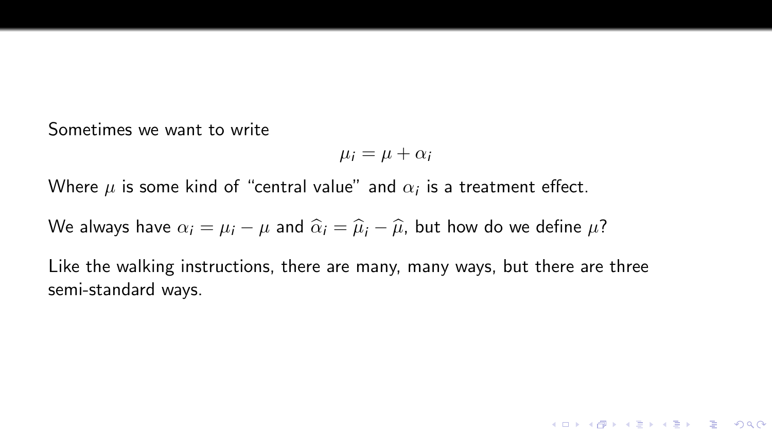Sometimes we want to write

$$\mu_i = \mu + \alpha_i$$

Where $\mu$ is some kind of "central value" and $\alpha_i$ is a treatment effect.

We always have $\alpha_i = \mu_i - \mu$ and $\widehat{\alpha}_i = \widehat{\mu}_i - \widehat{\mu}$, but how do we define $\mu$?

Like the walking instructions, there are many, many ways, but there are three semi-standard ways.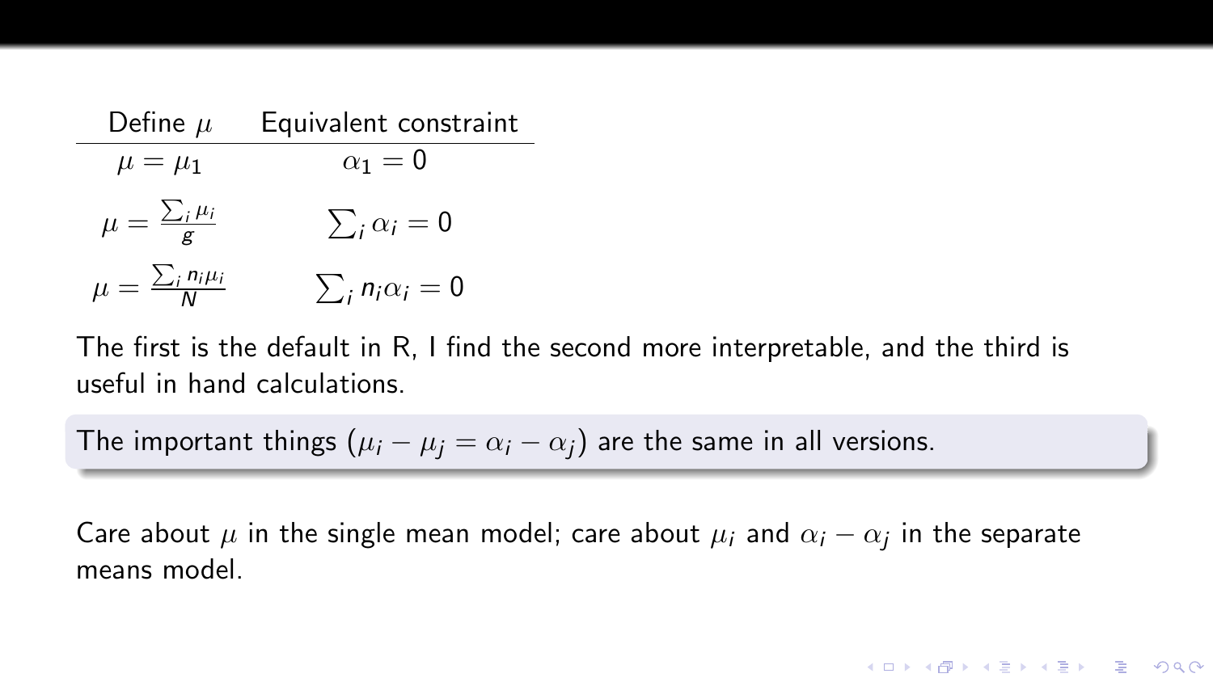| Define $\mu$ | Equivalent constraint |
|---|---|
| $\mu = \mu_1$ | $\alpha_1 = 0$ |
| $\mu = \frac{\sum_i \mu_i}{g}$ | $\sum_i \alpha_i = 0$ |
| $\mu = \frac{\sum_i n_i \mu_i}{N}$ | $\sum_i n_i \alpha_i = 0$ |

The first is the default in R, I find the second more interpretable, and the third is useful in hand calculations.

The important things ($\mu_i - \mu_j = \alpha_i - \alpha_j$) are the same in all versions.

Care about $\mu$ in the single mean model; care about $\mu_i$ and $\alpha_i - \alpha_j$ in the separate means model.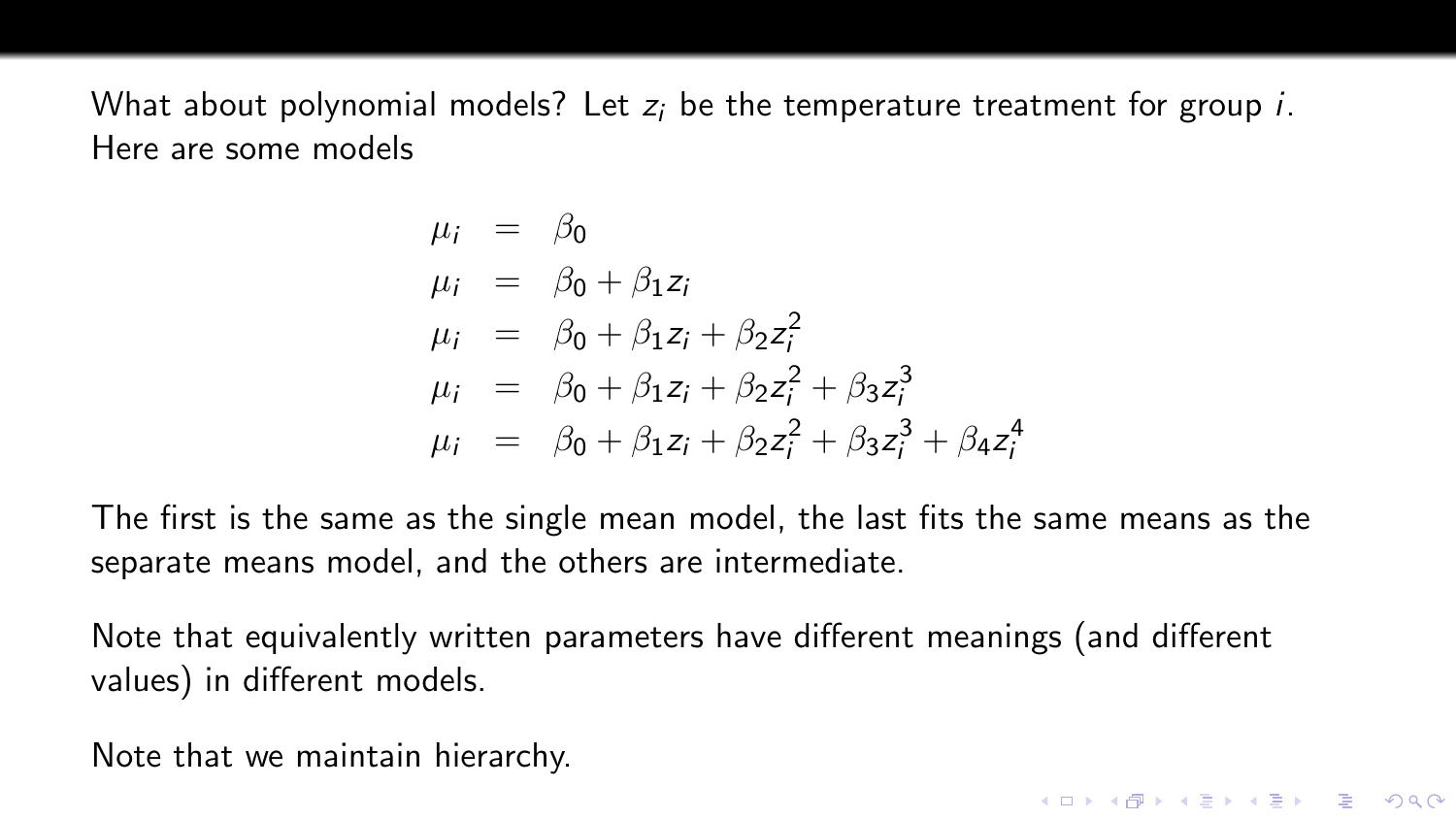What about polynomial models? Let $z_i$ be the temperature treatment for group $i$. Here are some models

$$
\begin{aligned}
\mu_i &= \beta_0 \\
\mu_i &= \beta_0 + \beta_1 z_i \\
\mu_i &= \beta_0 + \beta_1 z_i + \beta_2 z_i^2 \\
\mu_i &= \beta_0 + \beta_1 z_i + \beta_2 z_i^2 + \beta_3 z_i^3 \\
\mu_i &= \beta_0 + \beta_1 z_i + \beta_2 z_i^2 + \beta_3 z_i^3 + \beta_4 z_i^4
\end{aligned}
$$

The first is the same as the single mean model, the last fits the same means as the separate means model, and the others are intermediate.

Note that equivalently written parameters have different meanings (and different values) in different models.

Note that we maintain hierarchy.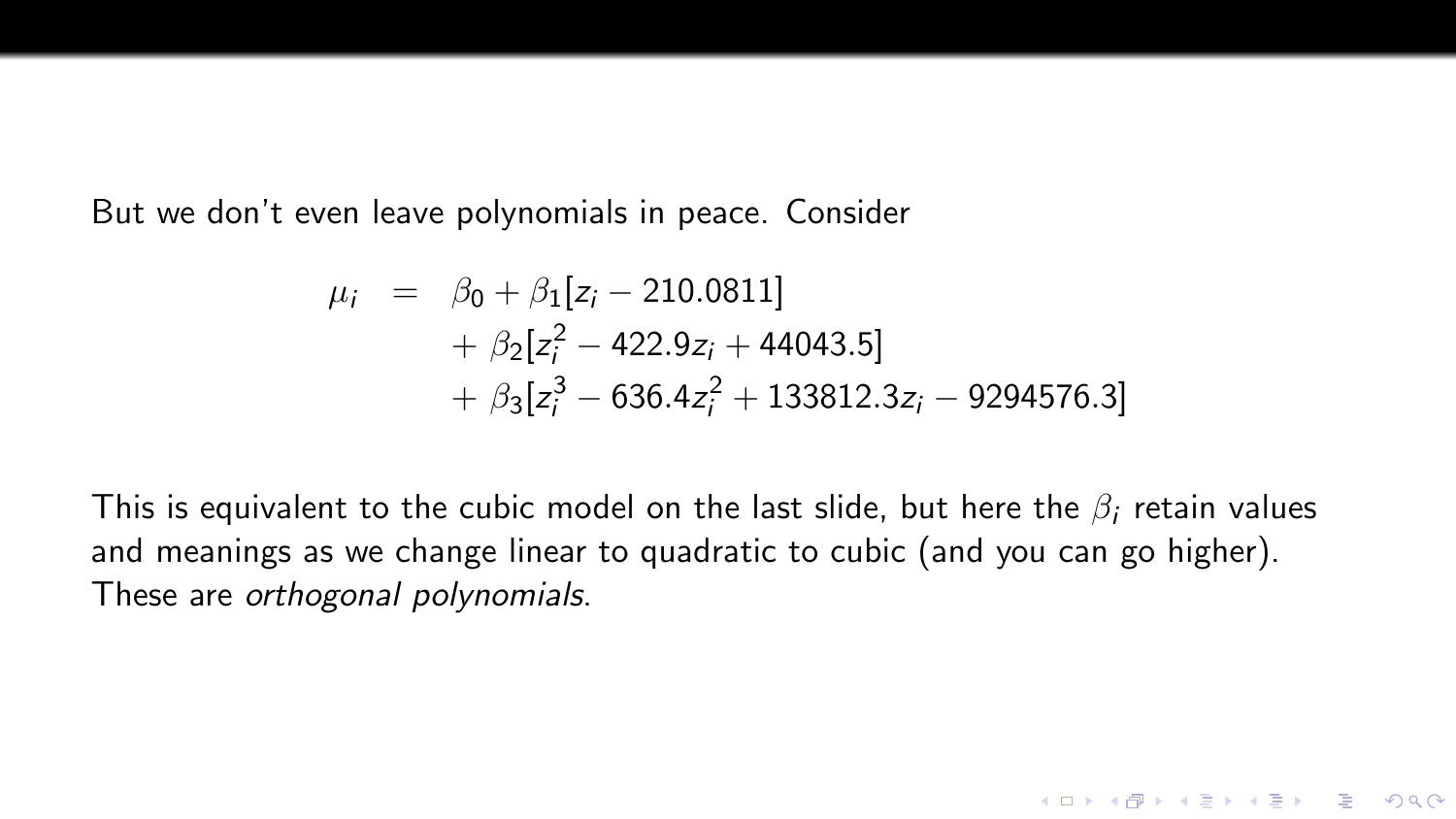But we don't even leave polynomials in peace. Consider

$$
\begin{aligned}
\mu_i \;=\; & \beta_0 + \beta_1[z_i - 210.0811] \\
& + \beta_2[z_i^2 - 422.9 z_i + 44043.5] \\
& + \beta_3[z_i^3 - 636.4 z_i^2 + 133812.3 z_i - 9294576.3]
\end{aligned}
$$

This is equivalent to the cubic model on the last slide, but here the $\beta_i$ retain values and meanings as we change linear to quadratic to cubic (and you can go higher). These are *orthogonal polynomials*.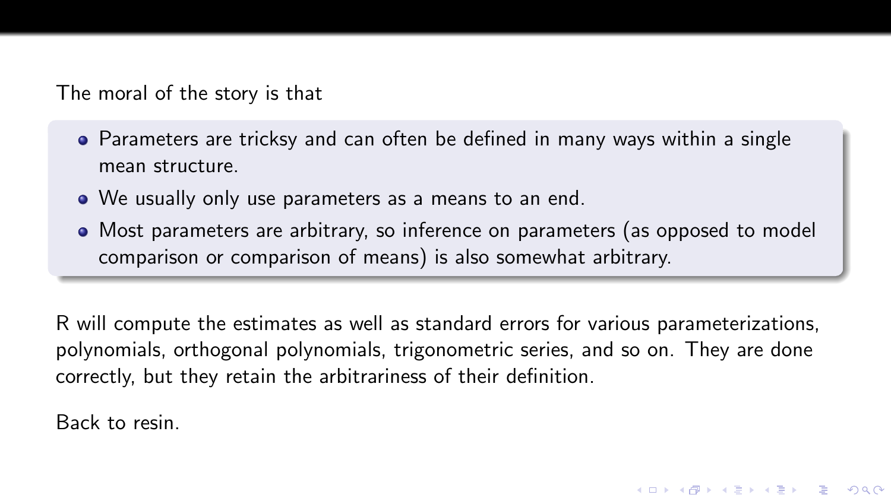The moral of the story is that

- Parameters are tricksy and can often be defined in many ways within a single mean structure.
- We usually only use parameters as a means to an end.
- Most parameters are arbitrary, so inference on parameters (as opposed to model comparison or comparison of means) is also somewhat arbitrary.

R will compute the estimates as well as standard errors for various parameterizations, polynomials, orthogonal polynomials, trigonometric series, and so on. They are done correctly, but they retain the arbitrariness of their definition.

Back to resin.